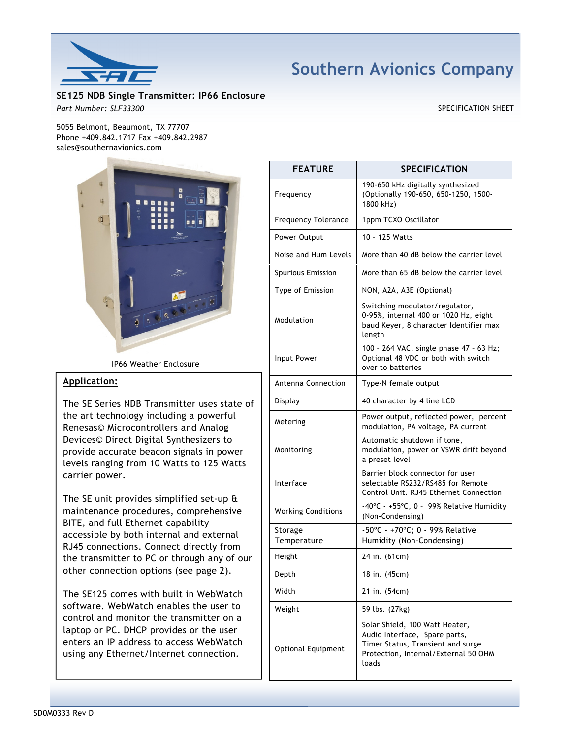# Southern Avionics Company

## SE125 NDB Single Transmitter: IP66 Enclosure

*Part Number: SLF33300*

SPECIFICATION SHEET

5055 Belmont, Beaumont, TX 77707
Phone +409.842.1717 Fax +409.842.2987
sales@southernavionics.com

IP66 Weather Enclosure

**Application:**

The SE Series NDB Transmitter uses state of the art technology including a powerful Renesas© Microcontrollers and Analog Devices© Direct Digital Synthesizers to provide accurate beacon signals in power levels ranging from 10 Watts to 125 Watts carrier power.

The SE unit provides simplified set-up & maintenance procedures, comprehensive BITE, and full Ethernet capability accessible by both internal and external RJ45 connections. Connect directly from the transmitter to PC or through any of our other connection options (see page 2).

The SE125 comes with built in WebWatch software. WebWatch enables the user to control and monitor the transmitter on a laptop or PC. DHCP provides or the user enters an IP address to access WebWatch using any Ethernet/Internet connection.

| FEATURE | SPECIFICATION |
|---|---|
| Frequency | 190-650 kHz digitally synthesized (Optionally 190-650, 650-1250, 1500-1800 kHz) |
| Frequency Tolerance | 1ppm TCXO Oscillator |
| Power Output | 10 – 125 Watts |
| Noise and Hum Levels | More than 40 dB below the carrier level |
| Spurious Emission | More than 65 dB below the carrier level |
| Type of Emission | NON, A2A, A3E (Optional) |
| Modulation | Switching modulator/regulator, 0-95%, internal 400 or 1020 Hz, eight baud Keyer, 8 character Identifier max length |
| Input Power | 100 – 264 VAC, single phase 47 – 63 Hz; Optional 48 VDC or both with switch over to batteries |
| Antenna Connection | Type-N female output |
| Display | 40 character by 4 line LCD |
| Metering | Power output, reflected power, percent modulation, PA voltage, PA current |
| Monitoring | Automatic shutdown if tone, modulation, power or VSWR drift beyond a preset level |
| Interface | Barrier block connector for user selectable RS232/RS485 for Remote Control Unit. RJ45 Ethernet Connection |
| Working Conditions | -40°C - +55°C, 0 – 99% Relative Humidity (Non-Condensing) |
| Storage Temperature | -50°C - +70°C; 0 - 99% Relative Humidity (Non-Condensing) |
| Height | 24 in. (61cm) |
| Depth | 18 in. (45cm) |
| Width | 21 in. (54cm) |
| Weight | 59 lbs. (27kg) |
| Optional Equipment | Solar Shield, 100 Watt Heater, Audio Interface, Spare parts, Timer Status, Transient and surge Protection, Internal/External 50 OHM loads |

SD0M0333 Rev D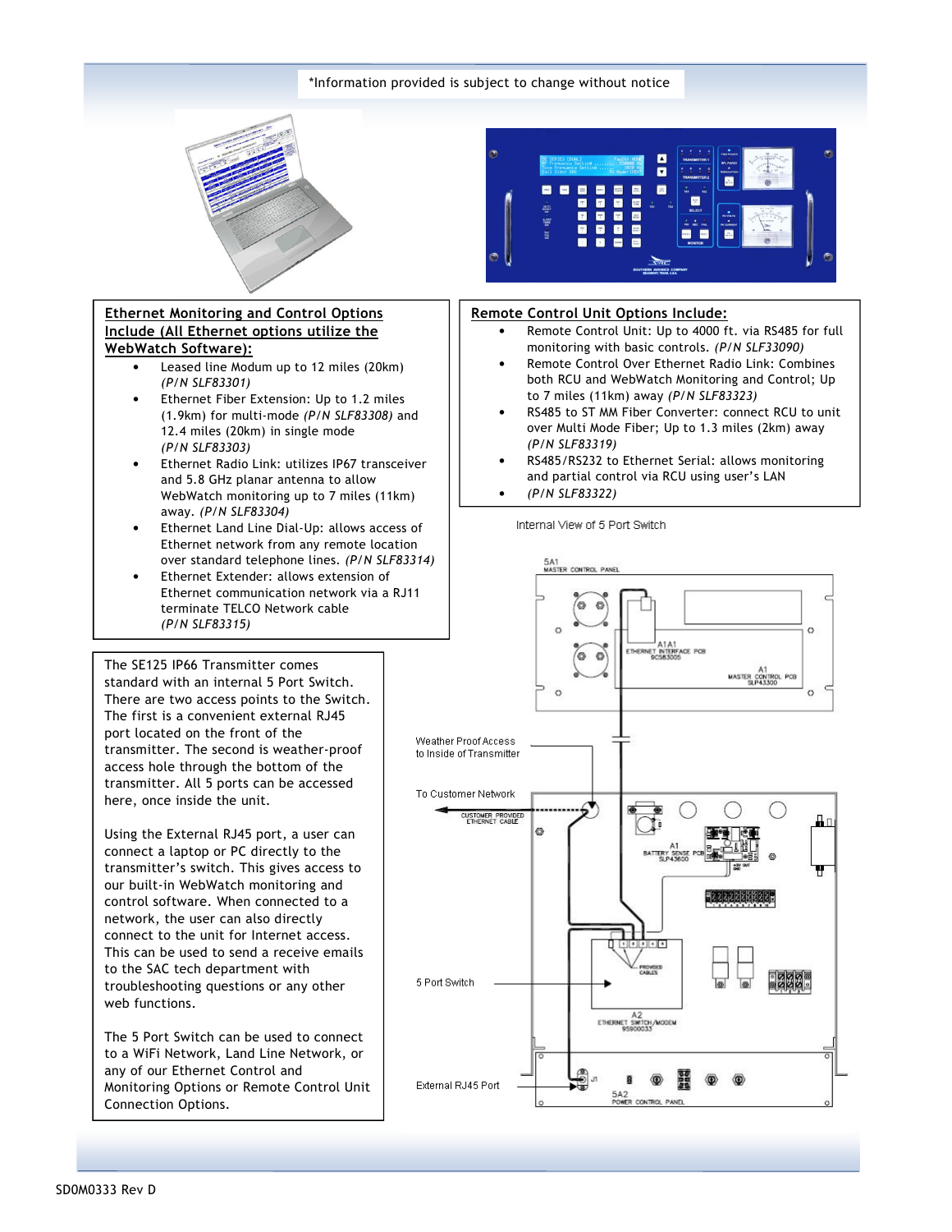*Information provided is subject to change without notice

## Ethernet Monitoring and Control Options Include (All Ethernet options utilize the WebWatch Software):

- Leased line Modum up to 12 miles (20km) *(P/N SLF83301)*
- Ethernet Fiber Extension: Up to 1.2 miles (1.9km) for multi-mode *(P/N SLF83308)* and 12.4 miles (20km) in single mode *(P/N SLF83303)*
- Ethernet Radio Link: utilizes IP67 transceiver and 5.8 GHz planar antenna to allow WebWatch monitoring up to 7 miles (11km) away. *(P/N SLF83304)*
- Ethernet Land Line Dial-Up: allows access of Ethernet network from any remote location over standard telephone lines. *(P/N SLF83314)*
- Ethernet Extender: allows extension of Ethernet communication network via a RJ11 terminate TELCO Network cable *(P/N SLF83315)*

## Remote Control Unit Options Include:

- Remote Control Unit: Up to 4000 ft. via RS485 for full monitoring with basic controls. *(P/N SLF33090)*
- Remote Control Over Ethernet Radio Link: Combines both RCU and WebWatch Monitoring and Control; Up to 7 miles (11km) away *(P/N SLF83323)*
- RS485 to ST MM Fiber Converter: connect RCU to unit over Multi Mode Fiber; Up to 1.3 miles (2km) away *(P/N SLF83319)*
- RS485/RS232 to Ethernet Serial: allows monitoring and partial control via RCU using user's LAN
- *(P/N SLF83322)*

The SE125 IP66 Transmitter comes standard with an internal 5 Port Switch. There are two access points to the Switch. The first is a convenient external RJ45 port located on the front of the transmitter. The second is weather-proof access hole through the bottom of the transmitter. All 5 ports can be accessed here, once inside the unit.

Using the External RJ45 port, a user can connect a laptop or PC directly to the transmitter's switch. This gives access to our built-in WebWatch monitoring and control software. When connected to a network, the user can also directly connect to the unit for Internet access. This can be used to send a receive emails to the SAC tech department with troubleshooting questions or any other web functions.

The 5 Port Switch can be used to connect to a WiFi Network, Land Line Network, or any of our Ethernet Control and Monitoring Options or Remote Control Unit Connection Options.

Internal View of 5 Port Switch

5A1
MASTER CONTROL PANEL
A1A1
ETHERNET INTERFACE PCB
9C583005
A1
MASTER CONTROL PCB
SLP43300
Weather Proof Access to Inside of Transmitter
To Customer Network
CUSTOMER PROVIDED ETHERNET CABLE
A1
BATTERY SENSE PCB
SLP43600
PROVIDED CABLES
5 Port Switch
A2
ETHERNET SWITCH/MODEM
9S900033
External RJ45 Port
J1
5A2
POWER CONTROL PANEL

SD0M0333 Rev D